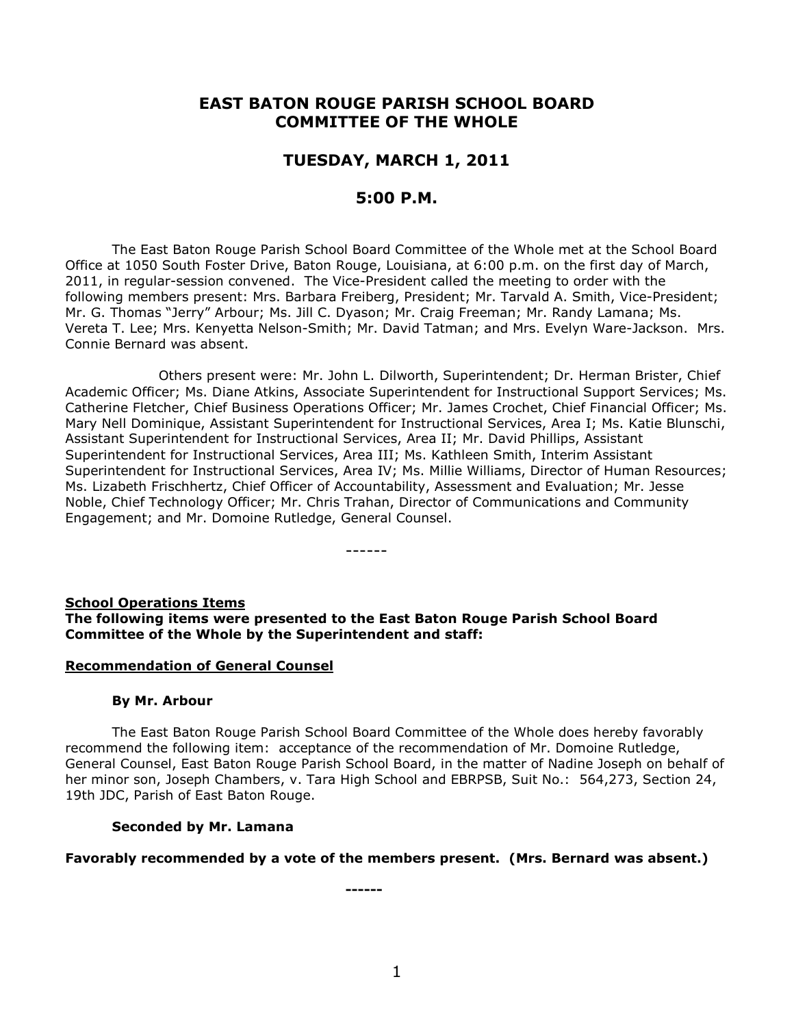# EAST BATON ROUGE PARISH SCHOOL BOARD COMMITTEE OF THE WHOLE

## TUESDAY, MARCH 1, 2011

## 5:00 P.M.

The East Baton Rouge Parish School Board Committee of the Whole met at the School Board Office at 1050 South Foster Drive, Baton Rouge, Louisiana, at 6:00 p.m. on the first day of March, 2011, in regular-session convened. The Vice-President called the meeting to order with the following members present: Mrs. Barbara Freiberg, President; Mr. Tarvald A. Smith, Vice-President; Mr. G. Thomas "Jerry" Arbour; Ms. Jill C. Dyason; Mr. Craig Freeman; Mr. Randy Lamana; Ms. Vereta T. Lee; Mrs. Kenyetta Nelson-Smith; Mr. David Tatman; and Mrs. Evelyn Ware-Jackson. Mrs. Connie Bernard was absent.

Others present were: Mr. John L. Dilworth, Superintendent; Dr. Herman Brister, Chief Academic Officer; Ms. Diane Atkins, Associate Superintendent for Instructional Support Services; Ms. Catherine Fletcher, Chief Business Operations Officer; Mr. James Crochet, Chief Financial Officer; Ms. Mary Nell Dominique, Assistant Superintendent for Instructional Services, Area I; Ms. Katie Blunschi, Assistant Superintendent for Instructional Services, Area II; Mr. David Phillips, Assistant Superintendent for Instructional Services, Area III; Ms. Kathleen Smith, Interim Assistant Superintendent for Instructional Services, Area IV; Ms. Millie Williams, Director of Human Resources; Ms. Lizabeth Frischhertz, Chief Officer of Accountability, Assessment and Evaluation; Mr. Jesse Noble, Chief Technology Officer; Mr. Chris Trahan, Director of Communications and Community Engagement; and Mr. Domoine Rutledge, General Counsel.

------

**School Operations Items**

**The following items were presented to the East Baton Rouge Parish School Board Committee of the Whole by the Superintendent and staff:**

**Recommendation of General Counsel**

**By Mr. Arbour**

The East Baton Rouge Parish School Board Committee of the Whole does hereby favorably recommend the following item: acceptance of the recommendation of Mr. Domoine Rutledge, General Counsel, East Baton Rouge Parish School Board, in the matter of Nadine Joseph on behalf of her minor son, Joseph Chambers, v. Tara High School and EBRPSB, Suit No.: 564,273, Section 24, 19th JDC, Parish of East Baton Rouge.

**Seconded by Mr. Lamana**

**Favorably recommended by a vote of the members present. (Mrs. Bernard was absent.)**

**------**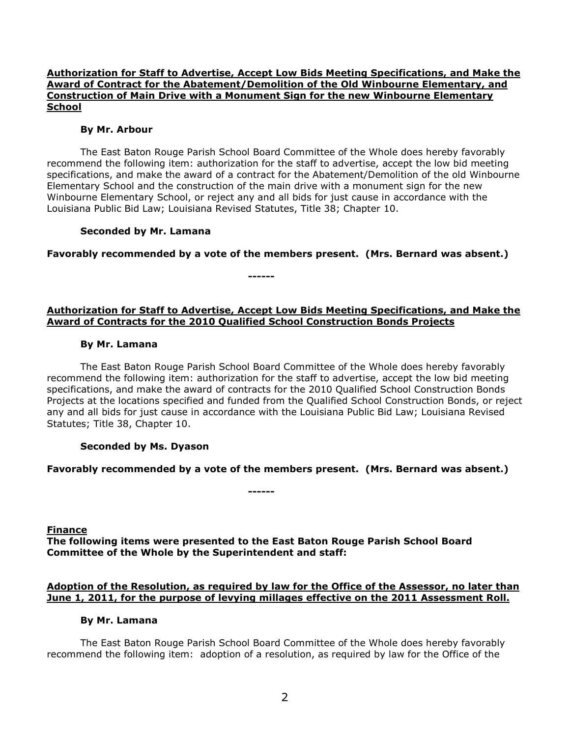**Authorization for Staff to Advertise, Accept Low Bids Meeting Specifications, and Make the Award of Contract for the Abatement/Demolition of the Old Winbourne Elementary, and Construction of Main Drive with a Monument Sign for the new Winbourne Elementary School**

**By Mr. Arbour**

The East Baton Rouge Parish School Board Committee of the Whole does hereby favorably recommend the following item: authorization for the staff to advertise, accept the low bid meeting specifications, and make the award of a contract for the Abatement/Demolition of the old Winbourne Elementary School and the construction of the main drive with a monument sign for the new Winbourne Elementary School, or reject any and all bids for just cause in accordance with the Louisiana Public Bid Law; Louisiana Revised Statutes, Title 38; Chapter 10.

**Seconded by Mr. Lamana**

**Favorably recommended by a vote of the members present. (Mrs. Bernard was absent.)**

**------**

**Authorization for Staff to Advertise, Accept Low Bids Meeting Specifications, and Make the Award of Contracts for the 2010 Qualified School Construction Bonds Projects**

**By Mr. Lamana**

The East Baton Rouge Parish School Board Committee of the Whole does hereby favorably recommend the following item: authorization for the staff to advertise, accept the low bid meeting specifications, and make the award of contracts for the 2010 Qualified School Construction Bonds Projects at the locations specified and funded from the Qualified School Construction Bonds, or reject any and all bids for just cause in accordance with the Louisiana Public Bid Law; Louisiana Revised Statutes; Title 38, Chapter 10.

**Seconded by Ms. Dyason**

**Favorably recommended by a vote of the members present. (Mrs. Bernard was absent.)**

**------**

**Finance**

**The following items were presented to the East Baton Rouge Parish School Board Committee of the Whole by the Superintendent and staff:**

**Adoption of the Resolution, as required by law for the Office of the Assessor, no later than June 1, 2011, for the purpose of levying millages effective on the 2011 Assessment Roll.**

**By Mr. Lamana**

The East Baton Rouge Parish School Board Committee of the Whole does hereby favorably recommend the following item: adoption of a resolution, as required by law for the Office of the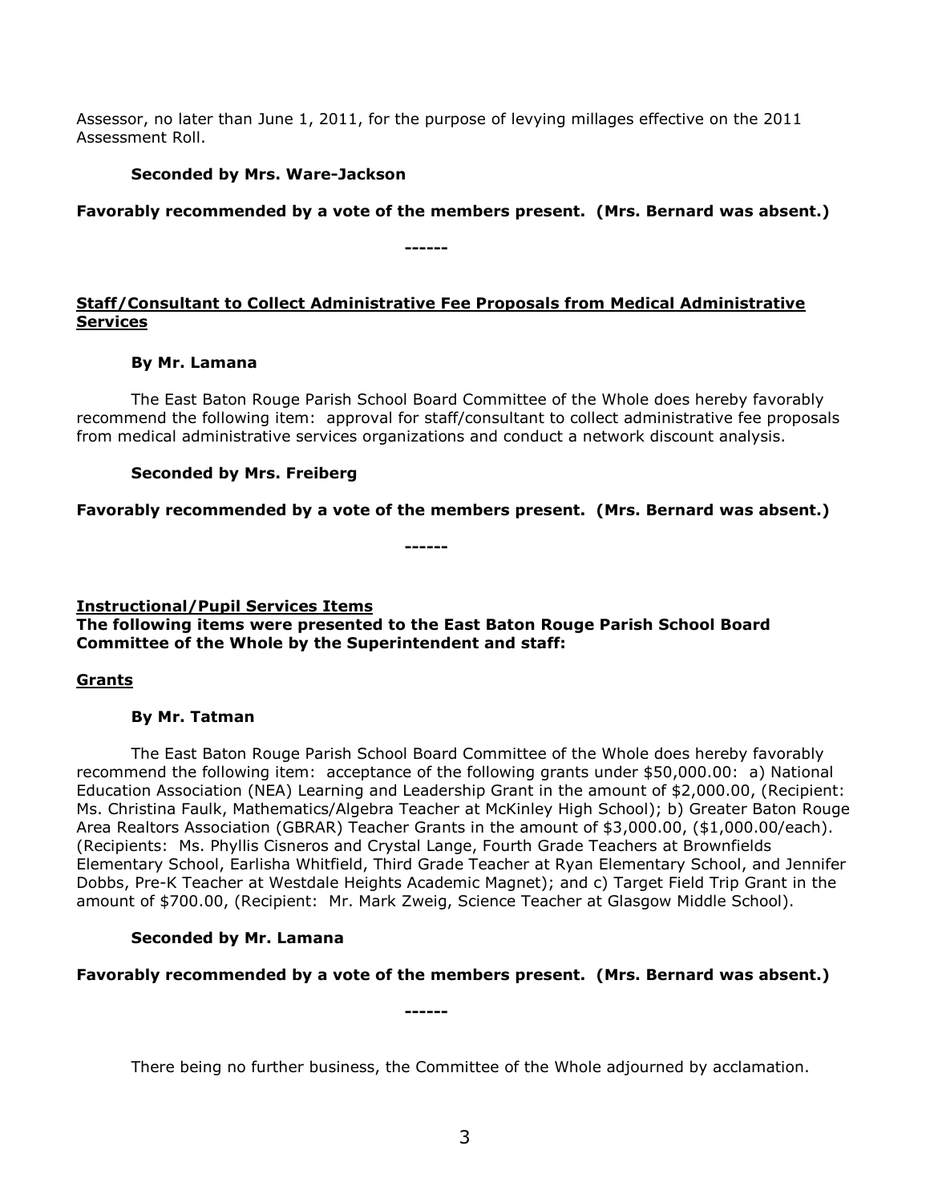Assessor, no later than June 1, 2011, for the purpose of levying millages effective on the 2011 Assessment Roll.

**Seconded by Mrs. Ware-Jackson**

**Favorably recommended by a vote of the members present. (Mrs. Bernard was absent.)**

**------**

**Staff/Consultant to Collect Administrative Fee Proposals from Medical Administrative Services**

**By Mr. Lamana**

The East Baton Rouge Parish School Board Committee of the Whole does hereby favorably recommend the following item: approval for staff/consultant to collect administrative fee proposals from medical administrative services organizations and conduct a network discount analysis.

**Seconded by Mrs. Freiberg**

**Favorably recommended by a vote of the members present. (Mrs. Bernard was absent.)**

**------**

**Instructional/Pupil Services Items**
**The following items were presented to the East Baton Rouge Parish School Board Committee of the Whole by the Superintendent and staff:**

**Grants**

**By Mr. Tatman**

The East Baton Rouge Parish School Board Committee of the Whole does hereby favorably recommend the following item: acceptance of the following grants under $50,000.00: a) National Education Association (NEA) Learning and Leadership Grant in the amount of $2,000.00, (Recipient: Ms. Christina Faulk, Mathematics/Algebra Teacher at McKinley High School); b) Greater Baton Rouge Area Realtors Association (GBRAR) Teacher Grants in the amount of $3,000.00, ($1,000.00/each). (Recipients: Ms. Phyllis Cisneros and Crystal Lange, Fourth Grade Teachers at Brownfields Elementary School, Earlisha Whitfield, Third Grade Teacher at Ryan Elementary School, and Jennifer Dobbs, Pre-K Teacher at Westdale Heights Academic Magnet); and c) Target Field Trip Grant in the amount of $700.00, (Recipient: Mr. Mark Zweig, Science Teacher at Glasgow Middle School).

**Seconded by Mr. Lamana**

**Favorably recommended by a vote of the members present. (Mrs. Bernard was absent.)**

**------**

There being no further business, the Committee of the Whole adjourned by acclamation.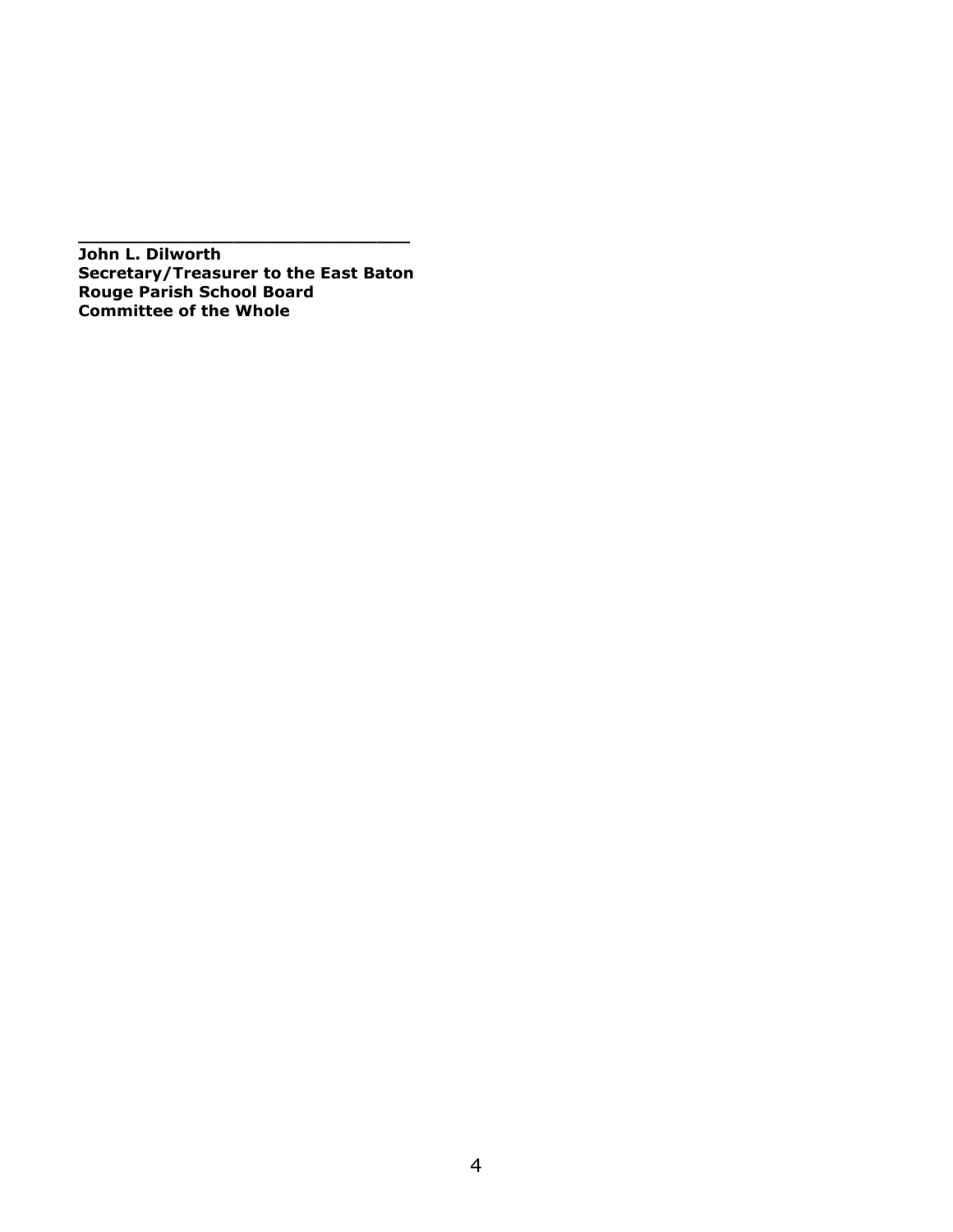\_\_\_\_\_\_\_\_\_\_\_\_\_\_\_\_\_\_\_\_\_\_\_\_\_\_\_\_\_\_\_

**John L. Dilworth**
**Secretary/Treasurer to the East Baton Rouge Parish School Board**
**Committee of the Whole**